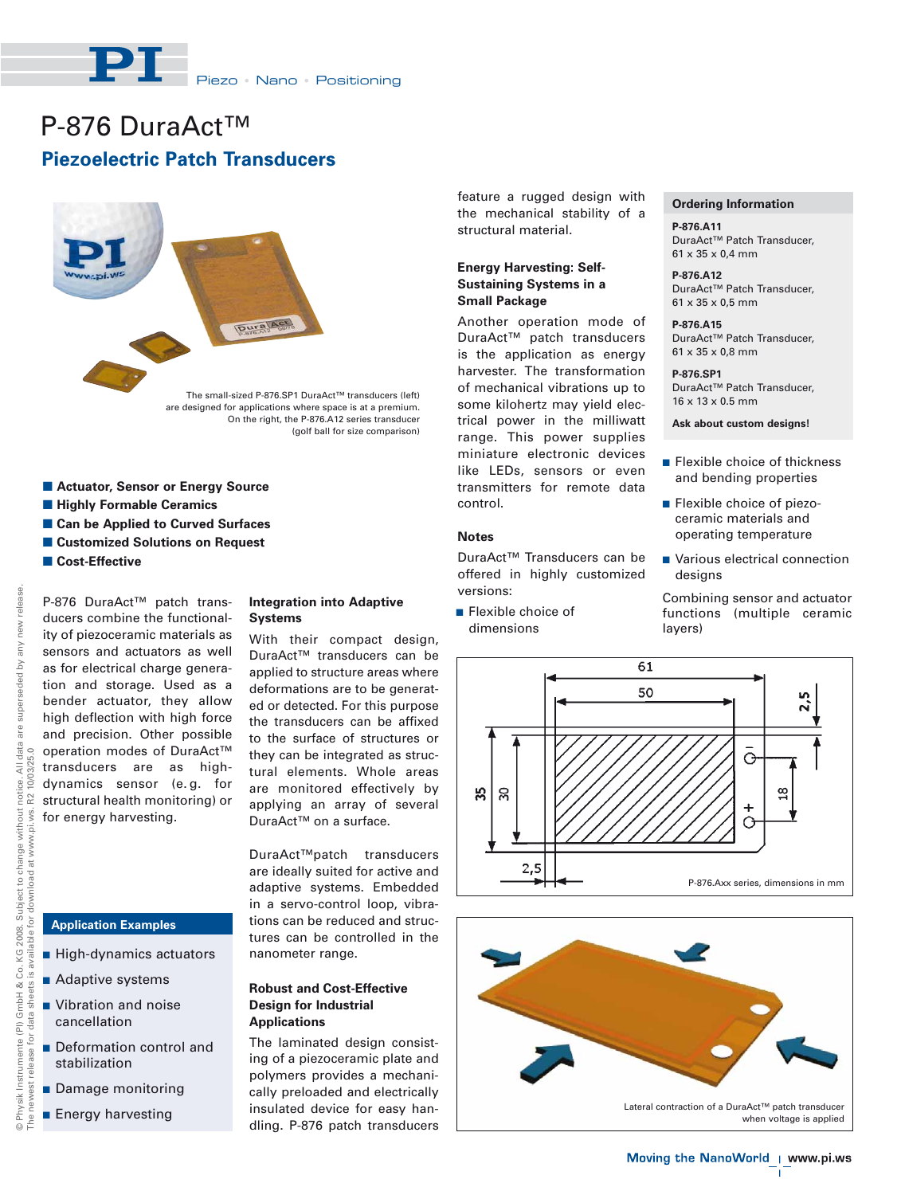# P-876 DuraAct™

## Piezoelectric Patch Transducers

The small-sized P-876.SP1 DuraAct™ transducers (left) are designed for applications where space is at a premium. On the right, the P-876.A12 series transducer (golf ball for size comparison)

- **Actuator, Sensor or Energy Source**
- **Highly Formable Ceramics**
- **Can be Applied to Curved Surfaces**
- **Customized Solutions on Request**
- **Cost-Effective**

P-876 DuraAct™ patch transducers combine the functionality of piezoceramic materials as sensors and actuators as well as for electrical charge generation and storage. Used as a bender actuator, they allow high deflection with high force and precision. Other possible operation modes of DuraAct™ transducers are as high-dynamics sensor (e.g. for structural health monitoring) or for energy harvesting.

### Application Examples

- High-dynamics actuators
- Adaptive systems
- Vibration and noise cancellation
- Deformation control and stabilization
- Damage monitoring
- Energy harvesting

### Integration into Adaptive Systems

With their compact design, DuraAct™ transducers can be applied to structure areas where deformations are to be generated or detected. For this purpose the transducers can be affixed to the surface of structures or they can be integrated as structural elements. Whole areas are monitored effectively by applying an array of several DuraAct™ on a surface.

DuraAct™patch transducers are ideally suited for active and adaptive systems. Embedded in a servo-control loop, vibrations can be reduced and structures can be controlled in the nanometer range.

### Robust and Cost-Effective Design for Industrial Applications

The laminated design consisting of a piezoceramic plate and polymers provides a mechanically preloaded and electrically insulated device for easy handling. P-876 patch transducers feature a rugged design with the mechanical stability of a structural material.

### Energy Harvesting: Self-Sustaining Systems in a Small Package

Another operation mode of DuraAct™ patch transducers is the application as energy harvester. The transformation of mechanical vibrations up to some kilohertz may yield electrical power in the milliwatt range. This power supplies miniature electronic devices like LEDs, sensors or even transmitters for remote data control.

### Notes

DuraAct™ Transducers can be offered in highly customized versions:

- Flexible choice of dimensions
- Flexible choice of thickness and bending properties
- Flexible choice of piezoceramic materials and operating temperature
- Various electrical connection designs

Combining sensor and actuator functions (multiple ceramic layers)

### Ordering Information

**P-876.A11**
DuraAct™ Patch Transducer, 61 x 35 x 0,4 mm

**P-876.A12**
DuraAct™ Patch Transducer, 61 x 35 x 0,5 mm

**P-876.A15**
DuraAct™ Patch Transducer, 61 x 35 x 0,8 mm

**P-876.SP1**
DuraAct™ Patch Transducer, 16 x 13 x 0.5 mm

**Ask about custom designs!**

P-876.Axx series, dimensions in mm

Lateral contraction of a DuraAct™ patch transducer when voltage is applied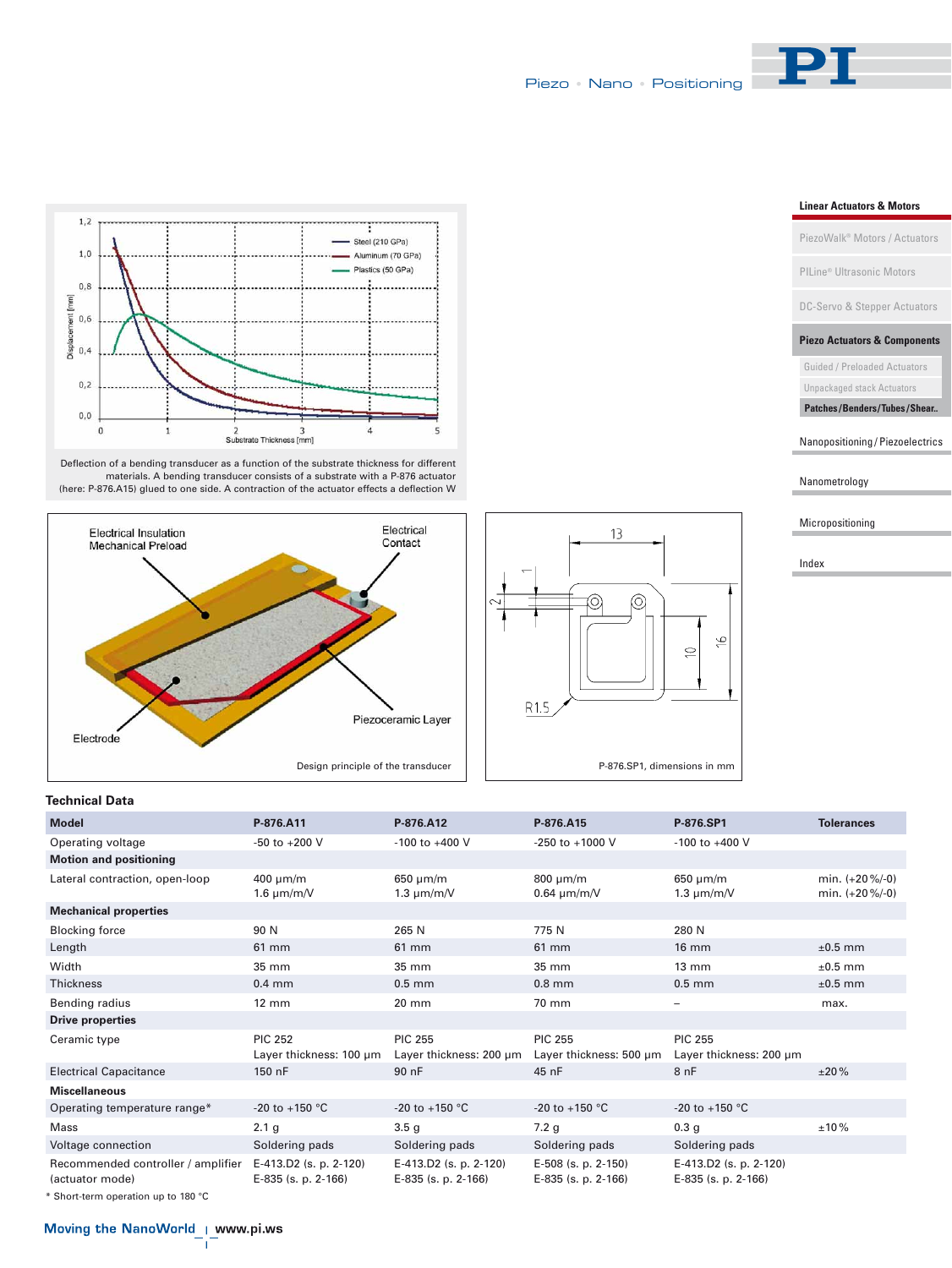1,2
1,0
0,8
0,6
0,4
0,2
0,0
Displacement [mm]
0 1 2 3 4 5
Substrate Thickness [mm]
Steel (210 GPa)
Aluminum (70 GPa)
Plastics (50 GPa)

Deflection of a bending transducer as a function of the substrate thickness for different materials. A bending transducer consists of a substrate with a P-876 actuator (here: P-876.A15) glued to one side. A contraction of the actuator effects a deflection W

Electrical Insulation
Mechanical Preload
Electrical Contact
Piezoceramic Layer
Electrode

Design principle of the transducer

13
1
2
10
16
R1.5

P-876.SP1, dimensions in mm

## Technical Data

| Model | P-876.A11 | P-876.A12 | P-876.A15 | P-876.SP1 | Tolerances |
|---|---|---|---|---|---|
| Operating voltage | -50 to +200 V | -100 to +400 V | -250 to +1000 V | -100 to +400 V | |
| **Motion and positioning** | | | | | |
| Lateral contraction, open-loop | 400 µm/m<br>1.6 µm/m/V | 650 µm/m<br>1.3 µm/m/V | 800 µm/m<br>0.64 µm/m/V | 650 µm/m<br>1.3 µm/m/V | min. (+20 %/-0)<br>min. (+20 %/-0) |
| **Mechanical properties** | | | | | |
| Blocking force | 90 N | 265 N | 775 N | 280 N | |
| Length | 61 mm | 61 mm | 61 mm | 16 mm | ±0.5 mm |
| Width | 35 mm | 35 mm | 35 mm | 13 mm | ±0.5 mm |
| Thickness | 0.4 mm | 0.5 mm | 0.8 mm | 0.5 mm | ±0.5 mm |
| Bending radius | 12 mm | 20 mm | 70 mm | – | max. |
| **Drive properties** | | | | | |
| Ceramic type | PIC 252<br>Layer thickness: 100 µm | PIC 255<br>Layer thickness: 200 µm | PIC 255<br>Layer thickness: 500 µm | PIC 255<br>Layer thickness: 200 µm | |
| Electrical Capacitance | 150 nF | 90 nF | 45 nF | 8 nF | ±20 % |
| **Miscellaneous** | | | | | |
| Operating temperature range* | -20 to +150 °C | -20 to +150 °C | -20 to +150 °C | -20 to +150 °C | |
| Mass | 2.1 g | 3.5 g | 7.2 g | 0.3 g | ±10 % |
| Voltage connection | Soldering pads | Soldering pads | Soldering pads | Soldering pads | |
| Recommended controller / amplifier (actuator mode) | E-413.D2 (s. p. 2-120)<br>E-835 (s. p. 2-166) | E-413.D2 (s. p. 2-120)<br>E-835 (s. p. 2-166) | E-508 (s. p. 2-150)<br>E-835 (s. p. 2-166) | E-413.D2 (s. p. 2-120)<br>E-835 (s. p. 2-166) | |

* Short-term operation up to 180 °C